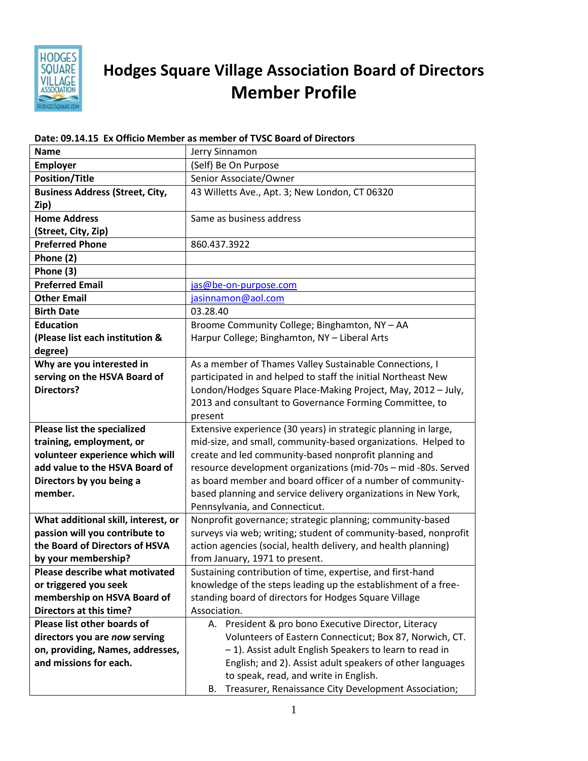# Hodges Square Village Association Board of Directors Member Profile

**Date: 09.14.15 Ex Officio Member as member of TVSC Board of Directors**

| **Name** | Jerry Sinnamon |
|---|---|
| **Employer** | (Self) Be On Purpose |
| **Position/Title** | Senior Associate/Owner |
| **Business Address (Street, City, Zip)** | 43 Willetts Ave., Apt. 3; New London, CT 06320 |
| **Home Address (Street, City, Zip)** | Same as business address |
| **Preferred Phone** | 860.437.3922 |
| **Phone (2)** | |
| **Phone (3)** | |
| **Preferred Email** | jas@be-on-purpose.com |
| **Other Email** | jasinnamon@aol.com |
| **Birth Date** | 03.28.40 |
| **Education (Please list each institution & degree)** | Broome Community College; Binghamton, NY – AA<br>Harpur College; Binghamton, NY – Liberal Arts |
| **Why are you interested in serving on the HSVA Board of Directors?** | As a member of Thames Valley Sustainable Connections, I participated in and helped to staff the initial Northeast New London/Hodges Square Place-Making Project, May, 2012 – July, 2013 and consultant to Governance Forming Committee, to present |
| **Please list the specialized training, employment, or volunteer experience which will add value to the HSVA Board of Directors by you being a member.** | Extensive experience (30 years) in strategic planning in large, mid-size, and small, community-based organizations. Helped to create and led community-based nonprofit planning and resource development organizations (mid-70s – mid -80s. Served as board member and board officer of a number of community-based planning and service delivery organizations in New York, Pennsylvania, and Connecticut. |
| **What additional skill, interest, or passion will you contribute to the Board of Directors of HSVA by your membership?** | Nonprofit governance; strategic planning; community-based surveys via web; writing; student of community-based, nonprofit action agencies (social, health delivery, and health planning) from January, 1971 to present. |
| **Please describe what motivated or triggered you seek membership on HSVA Board of Directors at this time?** | Sustaining contribution of time, expertise, and first-hand knowledge of the steps leading up the establishment of a free-standing board of directors for Hodges Square Village Association. |
| **Please list other boards of directors you are *now* serving on, providing, Names, addresses, and missions for each.** | A. President & pro bono Executive Director, Literacy Volunteers of Eastern Connecticut; Box 87, Norwich, CT. – 1). Assist adult English Speakers to learn to read in English; and 2). Assist adult speakers of other languages to speak, read, and write in English.<br>B. Treasurer, Renaissance City Development Association; |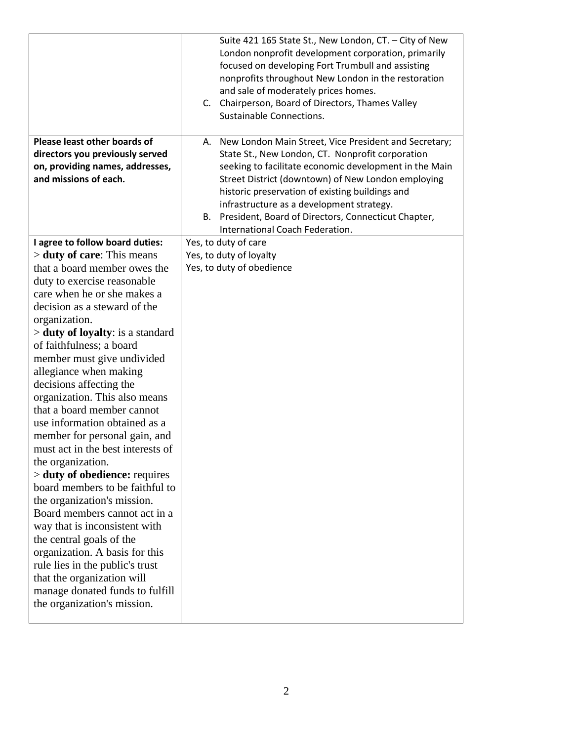| | |
|---|---|
| | Suite 421 165 State St., New London, CT. – City of New London nonprofit development corporation, primarily focused on developing Fort Trumbull and assisting nonprofits throughout New London in the restoration and sale of moderately prices homes.<br>C. Chairperson, Board of Directors, Thames Valley Sustainable Connections. |
| **Please least other boards of directors you previously served on, providing names, addresses, and missions of each.** | A. New London Main Street, Vice President and Secretary; State St., New London, CT. Nonprofit corporation seeking to facilitate economic development in the Main Street District (downtown) of New London employing historic preservation of existing buildings and infrastructure as a development strategy.<br>B. President, Board of Directors, Connecticut Chapter, International Coach Federation. |
| **I agree to follow board duties:**<br>> **duty of care**: This means that a board member owes the duty to exercise reasonable care when he or she makes a decision as a steward of the organization.<br>> **duty of loyalty**: is a standard of faithfulness; a board member must give undivided allegiance when making decisions affecting the organization. This also means that a board member cannot use information obtained as a member for personal gain, and must act in the best interests of the organization.<br>> **duty of obedience:** requires board members to be faithful to the organization's mission. Board members cannot act in a way that is inconsistent with the central goals of the organization. A basis for this rule lies in the public's trust that the organization will manage donated funds to fulfill the organization's mission. | Yes, to duty of care<br>Yes, to duty of loyalty<br>Yes, to duty of obedience |